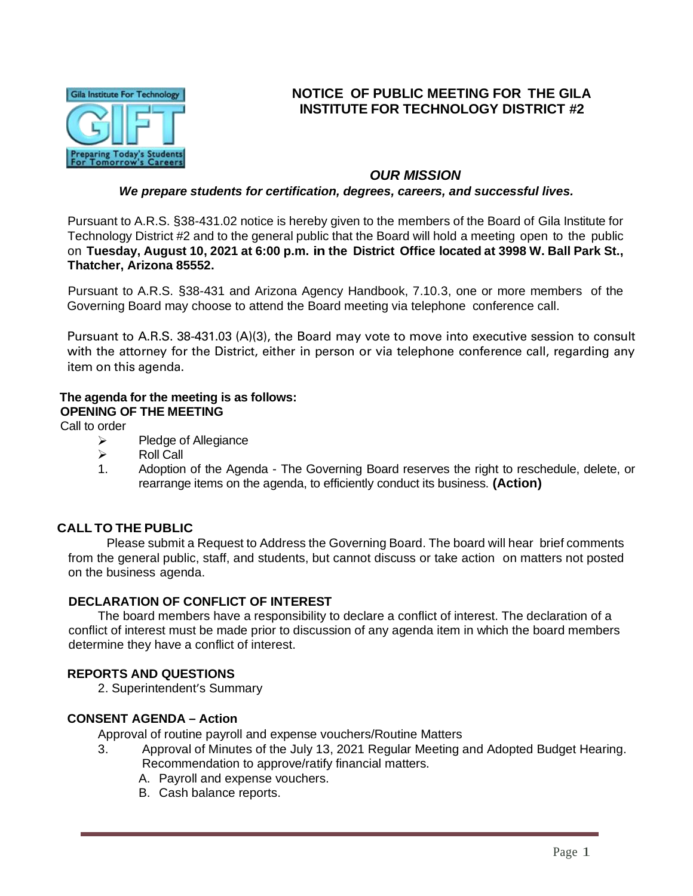# NOTICE OF PUBLIC MEETING FOR THE GILA INSTITUTE FOR TECHNOLOGY DISTRICT #2

## *OUR MISSION*

***We prepare students for certification, degrees, careers, and successful lives.***

Pursuant to A.R.S. §38-431.02 notice is hereby given to the members of the Board of Gila Institute for Technology District #2 and to the general public that the Board will hold a meeting open to the public on **Tuesday, August 10, 2021 at 6:00 p.m. in the District Office located at 3998 W. Ball Park St., Thatcher, Arizona 85552.**

Pursuant to A.R.S. §38-431 and Arizona Agency Handbook, 7.10.3, one or more members of the Governing Board may choose to attend the Board meeting via telephone conference call.

Pursuant to A.R.S. 38-431.03 (A)(3), the Board may vote to move into executive session to consult with the attorney for the District, either in person or via telephone conference call, regarding any item on this agenda.

**The agenda for the meeting is as follows:**

**OPENING OF THE MEETING**

Call to order

- Pledge of Allegiance
- Roll Call

1. Adoption of the Agenda - The Governing Board reserves the right to reschedule, delete, or rearrange items on the agenda, to efficiently conduct its business. **(Action)**

**CALL TO THE PUBLIC**

Please submit a Request to Address the Governing Board. The board will hear brief comments from the general public, staff, and students, but cannot discuss or take action on matters not posted on the business agenda.

**DECLARATION OF CONFLICT OF INTEREST**

The board members have a responsibility to declare a conflict of interest. The declaration of a conflict of interest must be made prior to discussion of any agenda item in which the board members determine they have a conflict of interest.

**REPORTS AND QUESTIONS**

2. Superintendent's Summary

**CONSENT AGENDA – Action**

Approval of routine payroll and expense vouchers/Routine Matters

3. Approval of Minutes of the July 13, 2021 Regular Meeting and Adopted Budget Hearing. Recommendation to approve/ratify financial matters.
   A. Payroll and expense vouchers.
   B. Cash balance reports.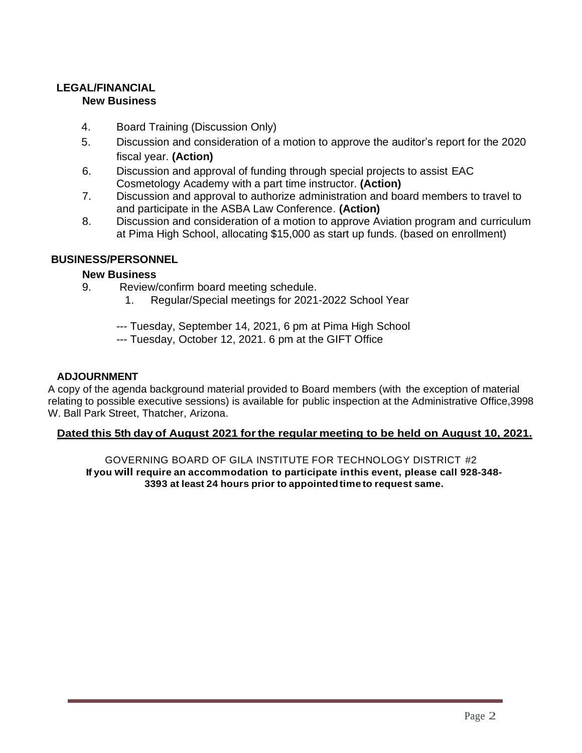## LEGAL/FINANCIAL

### New Business

4. Board Training (Discussion Only)
5. Discussion and consideration of a motion to approve the auditor's report for the 2020 fiscal year. **(Action)**
6. Discussion and approval of funding through special projects to assist EAC Cosmetology Academy with a part time instructor. **(Action)**
7. Discussion and approval to authorize administration and board members to travel to and participate in the ASBA Law Conference. **(Action)**
8. Discussion and consideration of a motion to approve Aviation program and curriculum at Pima High School, allocating $15,000 as start up funds. (based on enrollment)

## BUSINESS/PERSONNEL

### New Business

9. Review/confirm board meeting schedule.
   1. Regular/Special meetings for 2021-2022 School Year

   --- Tuesday, September 14, 2021, 6 pm at Pima High School
   --- Tuesday, October 12, 2021. 6 pm at the GIFT Office

## ADJOURNMENT

A copy of the agenda background material provided to Board members (with the exception of material relating to possible executive sessions) is available for public inspection at the Administrative Office,3998 W. Ball Park Street, Thatcher, Arizona.

**Dated this 5th day of August 2021 for the regular meeting to be held on August 10, 2021.**

GOVERNING BOARD OF GILA INSTITUTE FOR TECHNOLOGY DISTRICT #2

**If you will require an accommodation to participate in this event, please call 928-348-3393 at least 24 hours prior to appointed time to request same.**